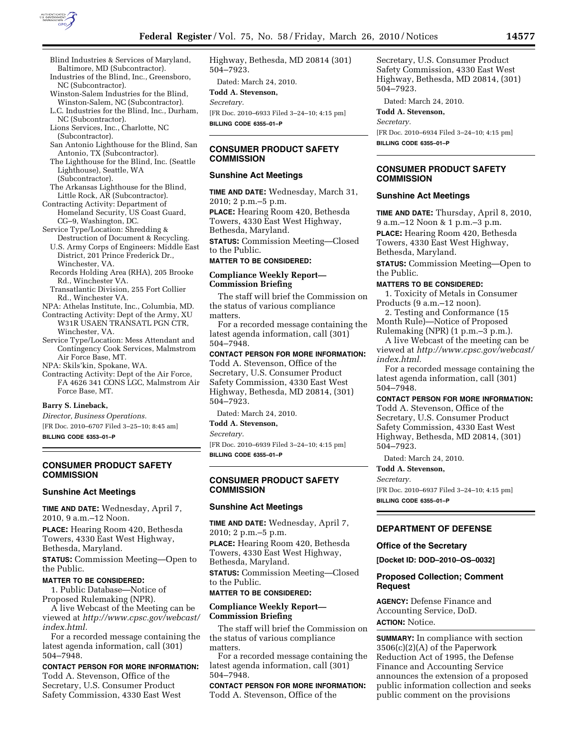Blind Industries & Services of Maryland, Baltimore, MD (Subcontractor).
Industries of the Blind, Inc., Greensboro, NC (Subcontractor).
Winston-Salem Industries for the Blind, Winston-Salem, NC (Subcontractor).
L.C. Industries for the Blind, Inc., Durham, NC (Subcontractor).
Lions Services, Inc., Charlotte, NC (Subcontractor).
San Antonio Lighthouse for the Blind, San Antonio, TX (Subcontractor).
The Lighthouse for the Blind, Inc. (Seattle Lighthouse), Seattle, WA (Subcontractor).
The Arkansas Lighthouse for the Blind, Little Rock, AR (Subcontractor).

Contracting Activity: Department of Homeland Security, US Coast Guard, CG–9, Washington, DC.

Service Type/Location: Shredding & Destruction of Document & Recycling.
U.S. Army Corps of Engineers: Middle East District, 201 Prince Frederick Dr., Winchester, VA.
Records Holding Area (RHA), 205 Brooke Rd., Winchester VA.
Transatlantic Division, 255 Fort Collier Rd., Winchester VA.

NPA: Athelas Institute, Inc., Columbia, MD.

Contracting Activity: Dept of the Army, XU W31R USAEN TRANSATL PGN CTR, Winchester, VA.

Service Type/Location: Mess Attendant and Contingency Cook Services, Malmstrom Air Force Base, MT.

NPA: Skils'kin, Spokane, WA.

Contracting Activity: Dept of the Air Force, FA 4626 341 CONS LGC, Malmstrom Air Force Base, MT.

**Barry S. Lineback,**

*Director, Business Operations.*

[FR Doc. 2010–6707 Filed 3–25–10; 8:45 am]

**BILLING CODE 6353–01–P**

## CONSUMER PRODUCT SAFETY COMMISSION

### Sunshine Act Meetings

**TIME AND DATE:** Wednesday, April 7, 2010, 9 a.m.–12 Noon.

**PLACE:** Hearing Room 420, Bethesda Towers, 4330 East West Highway, Bethesda, Maryland.

**STATUS:** Commission Meeting—Open to the Public.

**MATTER TO BE CONSIDERED:**

1. Public Database—Notice of Proposed Rulemaking (NPR).

A live Webcast of the Meeting can be viewed at *http://www.cpsc.gov/webcast/index.html.*

For a recorded message containing the latest agenda information, call (301) 504–7948.

**CONTACT PERSON FOR MORE INFORMATION:** Todd A. Stevenson, Office of the Secretary, U.S. Consumer Product Safety Commission, 4330 East West Highway, Bethesda, MD 20814 (301) 504–7923.

Dated: March 24, 2010.

**Todd A. Stevenson,**

*Secretary.*

[FR Doc. 2010–6933 Filed 3–24–10; 4:15 pm]

**BILLING CODE 6355–01–P**

## CONSUMER PRODUCT SAFETY COMMISSION

### Sunshine Act Meetings

**TIME AND DATE:** Wednesday, March 31, 2010; 2 p.m.–5 p.m.

**PLACE:** Hearing Room 420, Bethesda Towers, 4330 East West Highway, Bethesda, Maryland.

**STATUS:** Commission Meeting—Closed to the Public.

**MATTER TO BE CONSIDERED:**

**Compliance Weekly Report—Commission Briefing**

The staff will brief the Commission on the status of various compliance matters.

For a recorded message containing the latest agenda information, call (301) 504–7948.

**CONTACT PERSON FOR MORE INFORMATION:** Todd A. Stevenson, Office of the Secretary, U.S. Consumer Product Safety Commission, 4330 East West Highway, Bethesda, MD 20814, (301) 504–7923.

Dated: March 24, 2010.

**Todd A. Stevenson,**

*Secretary.*

[FR Doc. 2010–6939 Filed 3–24–10; 4:15 pm]

**BILLING CODE 6355–01–P**

## CONSUMER PRODUCT SAFETY COMMISSION

### Sunshine Act Meetings

**TIME AND DATE:** Wednesday, April 7, 2010; 2 p.m.–5 p.m.

**PLACE:** Hearing Room 420, Bethesda Towers, 4330 East West Highway, Bethesda, Maryland.

**STATUS:** Commission Meeting—Closed to the Public.

**MATTER TO BE CONSIDERED:**

**Compliance Weekly Report—Commission Briefing**

The staff will brief the Commission on the status of various compliance matters.

For a recorded message containing the latest agenda information, call (301) 504–7948.

**CONTACT PERSON FOR MORE INFORMATION:** Todd A. Stevenson, Office of the Secretary, U.S. Consumer Product Safety Commission, 4330 East West Highway, Bethesda, MD 20814, (301) 504–7923.

Dated: March 24, 2010.

**Todd A. Stevenson,**

*Secretary.*

[FR Doc. 2010–6934 Filed 3–24–10; 4:15 pm]

**BILLING CODE 6355–01–P**

## CONSUMER PRODUCT SAFETY COMMISSION

### Sunshine Act Meetings

**TIME AND DATE:** Thursday, April 8, 2010, 9 a.m.–12 Noon & 1 p.m.–3 p.m.

**PLACE:** Hearing Room 420, Bethesda Towers, 4330 East West Highway, Bethesda, Maryland.

**STATUS:** Commission Meeting—Open to the Public.

**MATTERS TO BE CONSIDERED:**

1. Toxicity of Metals in Consumer Products (9 a.m.–12 noon).

2. Testing and Conformance (15 Month Rule)—Notice of Proposed Rulemaking (NPR) (1 p.m.–3 p.m.).

A live Webcast of the meeting can be viewed at *http://www.cpsc.gov/webcast/index.html.*

For a recorded message containing the latest agenda information, call (301) 504–7948.

**CONTACT PERSON FOR MORE INFORMATION:** Todd A. Stevenson, Office of the Secretary, U.S. Consumer Product Safety Commission, 4330 East West Highway, Bethesda, MD 20814, (301) 504–7923.

Dated: March 24, 2010.

**Todd A. Stevenson,**

*Secretary.*

[FR Doc. 2010–6937 Filed 3–24–10; 4:15 pm]

**BILLING CODE 6355–01–P**

## DEPARTMENT OF DEFENSE

### Office of the Secretary

**[Docket ID: DOD–2010–OS–0032]**

### Proposed Collection; Comment Request

**AGENCY:** Defense Finance and Accounting Service, DoD.

**ACTION:** Notice.

**SUMMARY:** In compliance with section 3506(c)(2)(A) of the Paperwork Reduction Act of 1995, the Defense Finance and Accounting Service announces the extension of a proposed public information collection and seeks public comment on the provisions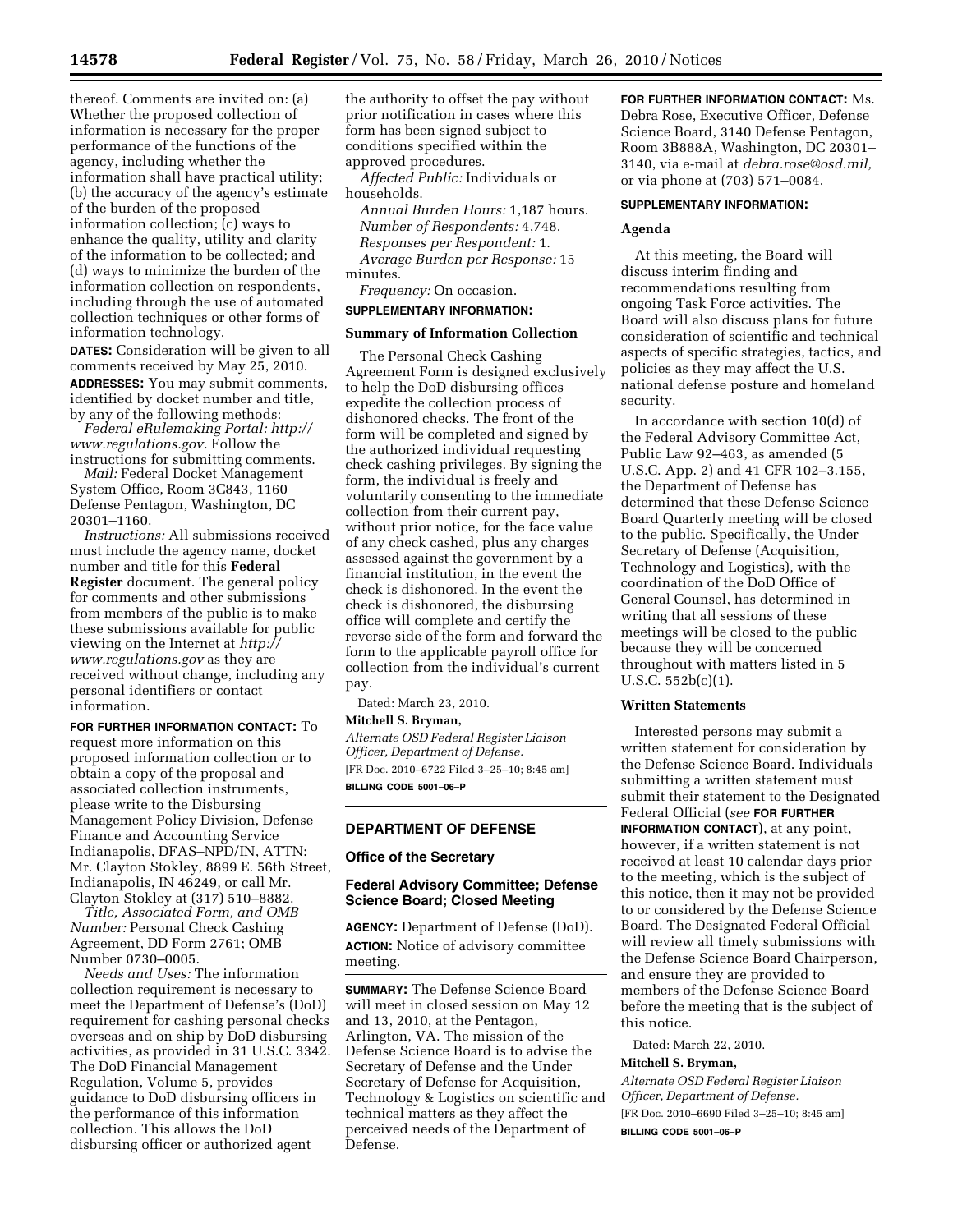thereof. Comments are invited on: (a) Whether the proposed collection of information is necessary for the proper performance of the functions of the agency, including whether the information shall have practical utility; (b) the accuracy of the agency's estimate of the burden of the proposed information collection; (c) ways to enhance the quality, utility and clarity of the information to be collected; and (d) ways to minimize the burden of the information collection on respondents, including through the use of automated collection techniques or other forms of information technology.

**DATES:** Consideration will be given to all comments received by May 25, 2010.

**ADDRESSES:** You may submit comments, identified by docket number and title, by any of the following methods:

*Federal eRulemaking Portal: http://www.regulations.gov.* Follow the instructions for submitting comments.

*Mail:* Federal Docket Management System Office, Room 3C843, 1160 Defense Pentagon, Washington, DC 20301–1160.

*Instructions:* All submissions received must include the agency name, docket number and title for this **Federal Register** document. The general policy for comments and other submissions from members of the public is to make these submissions available for public viewing on the Internet at *http://www.regulations.gov* as they are received without change, including any personal identifiers or contact information.

**FOR FURTHER INFORMATION CONTACT:** To request more information on this proposed information collection or to obtain a copy of the proposal and associated collection instruments, please write to the Disbursing Management Policy Division, Defense Finance and Accounting Service Indianapolis, DFAS–NPD/IN, ATTN: Mr. Clayton Stokley, 8899 E. 56th Street, Indianapolis, IN 46249, or call Mr. Clayton Stokley at (317) 510–8882.

*Title, Associated Form, and OMB Number:* Personal Check Cashing Agreement, DD Form 2761; OMB Number 0730–0005.

*Needs and Uses:* The information collection requirement is necessary to meet the Department of Defense's (DoD) requirement for cashing personal checks overseas and on ship by DoD disbursing activities, as provided in 31 U.S.C. 3342. The DoD Financial Management Regulation, Volume 5, provides guidance to DoD disbursing officers in the performance of this information collection. This allows the DoD disbursing officer or authorized agent the authority to offset the pay without prior notification in cases where this form has been signed subject to conditions specified within the approved procedures.

*Affected Public:* Individuals or households.

*Annual Burden Hours:* 1,187 hours.

*Number of Respondents:* 4,748.

*Responses per Respondent:* 1.

*Average Burden per Response:* 15 minutes.

*Frequency:* On occasion.

**SUPPLEMENTARY INFORMATION:**

**Summary of Information Collection**

The Personal Check Cashing Agreement Form is designed exclusively to help the DoD disbursing offices expedite the collection process of dishonored checks. The front of the form will be completed and signed by the authorized individual requesting check cashing privileges. By signing the form, the individual is freely and voluntarily consenting to the immediate collection from their current pay, without prior notice, for the face value of any check cashed, plus any charges assessed against the government by a financial institution, in the event the check is dishonored. In the event the check is dishonored, the disbursing office will complete and certify the reverse side of the form and forward the form to the applicable payroll office for collection from the individual's current pay.

Dated: March 23, 2010.

**Mitchell S. Bryman,**

*Alternate OSD Federal Register Liaison Officer, Department of Defense.*

[FR Doc. 2010–6722 Filed 3–25–10; 8:45 am]

**BILLING CODE 5001–06–P**

## DEPARTMENT OF DEFENSE

### Office of the Secretary

### Federal Advisory Committee; Defense Science Board; Closed Meeting

**AGENCY:** Department of Defense (DoD).

**ACTION:** Notice of advisory committee meeting.

**SUMMARY:** The Defense Science Board will meet in closed session on May 12 and 13, 2010, at the Pentagon, Arlington, VA. The mission of the Defense Science Board is to advise the Secretary of Defense and the Under Secretary of Defense for Acquisition, Technology & Logistics on scientific and technical matters as they affect the perceived needs of the Department of Defense.

**FOR FURTHER INFORMATION CONTACT:** Ms. Debra Rose, Executive Officer, Defense Science Board, 3140 Defense Pentagon, Room 3B888A, Washington, DC 20301–3140, via e-mail at *debra.rose@osd.mil,* or via phone at (703) 571–0084.

**SUPPLEMENTARY INFORMATION:**

**Agenda**

At this meeting, the Board will discuss interim finding and recommendations resulting from ongoing Task Force activities. The Board will also discuss plans for future consideration of scientific and technical aspects of specific strategies, tactics, and policies as they may affect the U.S. national defense posture and homeland security.

In accordance with section 10(d) of the Federal Advisory Committee Act, Public Law 92–463, as amended (5 U.S.C. App. 2) and 41 CFR 102–3.155, the Department of Defense has determined that these Defense Science Board Quarterly meeting will be closed to the public. Specifically, the Under Secretary of Defense (Acquisition, Technology and Logistics), with the coordination of the DoD Office of General Counsel, has determined in writing that all sessions of these meetings will be closed to the public because they will be concerned throughout with matters listed in 5 U.S.C. 552b(c)(1).

**Written Statements**

Interested persons may submit a written statement for consideration by the Defense Science Board. Individuals submitting a written statement must submit their statement to the Designated Federal Official (*see* **FOR FURTHER INFORMATION CONTACT**), at any point, however, if a written statement is not received at least 10 calendar days prior to the meeting, which is the subject of this notice, then it may not be provided to or considered by the Defense Science Board. The Designated Federal Official will review all timely submissions with the Defense Science Board Chairperson, and ensure they are provided to members of the Defense Science Board before the meeting that is the subject of this notice.

Dated: March 22, 2010.

**Mitchell S. Bryman,**

*Alternate OSD Federal Register Liaison Officer, Department of Defense.*

[FR Doc. 2010–6690 Filed 3–25–10; 8:45 am]

**BILLING CODE 5001–06–P**